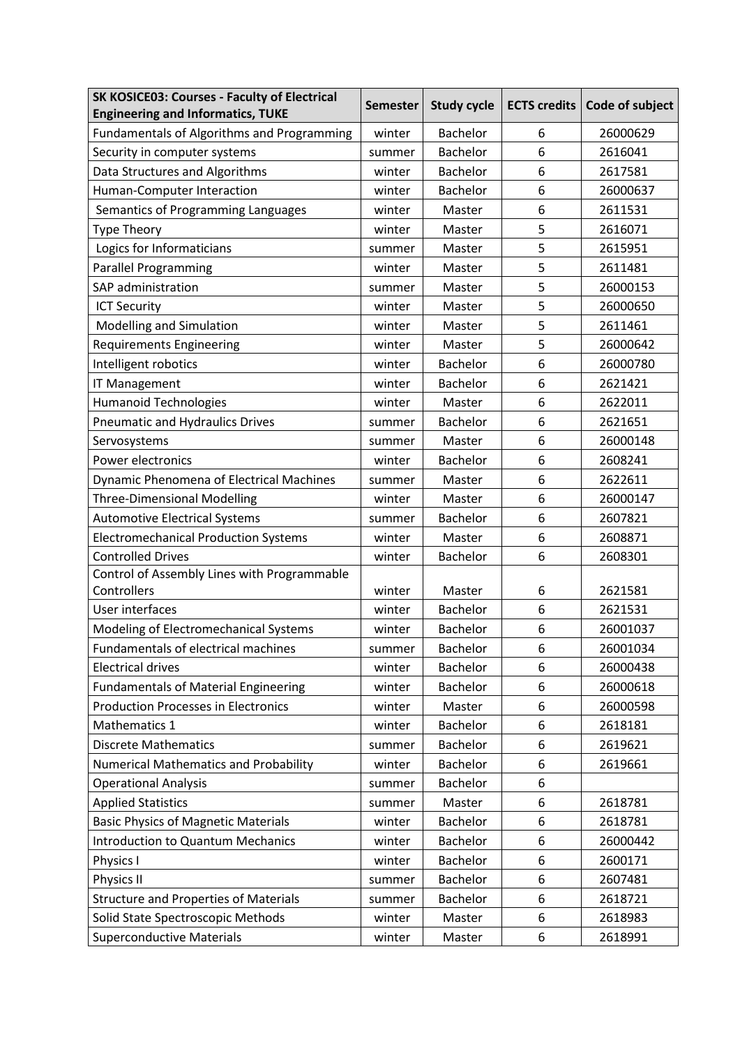| SK KOSICE03: Courses - Faculty of Electrical Engineering and Informatics, TUKE | Semester | Study cycle | ECTS credits | Code of subject |
|---|---|---|---|---|
| Fundamentals of Algorithms and Programming | winter | Bachelor | 6 | 26000629 |
| Security in computer systems | summer | Bachelor | 6 | 2616041 |
| Data Structures and Algorithms | winter | Bachelor | 6 | 2617581 |
| Human-Computer Interaction | winter | Bachelor | 6 | 26000637 |
| Semantics of Programming Languages | winter | Master | 6 | 2611531 |
| Type Theory | winter | Master | 5 | 2616071 |
| Logics for Informaticians | summer | Master | 5 | 2615951 |
| Parallel Programming | winter | Master | 5 | 2611481 |
| SAP administration | summer | Master | 5 | 26000153 |
| ICT Security | winter | Master | 5 | 26000650 |
| Modelling and Simulation | winter | Master | 5 | 2611461 |
| Requirements Engineering | winter | Master | 5 | 26000642 |
| Intelligent robotics | winter | Bachelor | 6 | 26000780 |
| IT Management | winter | Bachelor | 6 | 2621421 |
| Humanoid Technologies | winter | Master | 6 | 2622011 |
| Pneumatic and Hydraulics Drives | summer | Bachelor | 6 | 2621651 |
| Servosystems | summer | Master | 6 | 26000148 |
| Power electronics | winter | Bachelor | 6 | 2608241 |
| Dynamic Phenomena of Electrical Machines | summer | Master | 6 | 2622611 |
| Three-Dimensional Modelling | winter | Master | 6 | 26000147 |
| Automotive Electrical Systems | summer | Bachelor | 6 | 2607821 |
| Electromechanical Production Systems | winter | Master | 6 | 2608871 |
| Controlled Drives | winter | Bachelor | 6 | 2608301 |
| Control of Assembly Lines with Programmable Controllers | winter | Master | 6 | 2621581 |
| User interfaces | winter | Bachelor | 6 | 2621531 |
| Modeling of Electromechanical Systems | winter | Bachelor | 6 | 26001037 |
| Fundamentals of electrical machines | summer | Bachelor | 6 | 26001034 |
| Electrical drives | winter | Bachelor | 6 | 26000438 |
| Fundamentals of Material Engineering | winter | Bachelor | 6 | 26000618 |
| Production Processes in Electronics | winter | Master | 6 | 26000598 |
| Mathematics 1 | winter | Bachelor | 6 | 2618181 |
| Discrete Mathematics | summer | Bachelor | 6 | 2619621 |
| Numerical Mathematics and Probability | winter | Bachelor | 6 | 2619661 |
| Operational Analysis | summer | Bachelor | 6 | |
| Applied Statistics | summer | Master | 6 | 2618781 |
| Basic Physics of Magnetic Materials | winter | Bachelor | 6 | 2618781 |
| Introduction to Quantum Mechanics | winter | Bachelor | 6 | 26000442 |
| Physics I | winter | Bachelor | 6 | 2600171 |
| Physics II | summer | Bachelor | 6 | 2607481 |
| Structure and Properties of Materials | summer | Bachelor | 6 | 2618721 |
| Solid State Spectroscopic Methods | winter | Master | 6 | 2618983 |
| Superconductive Materials | winter | Master | 6 | 2618991 |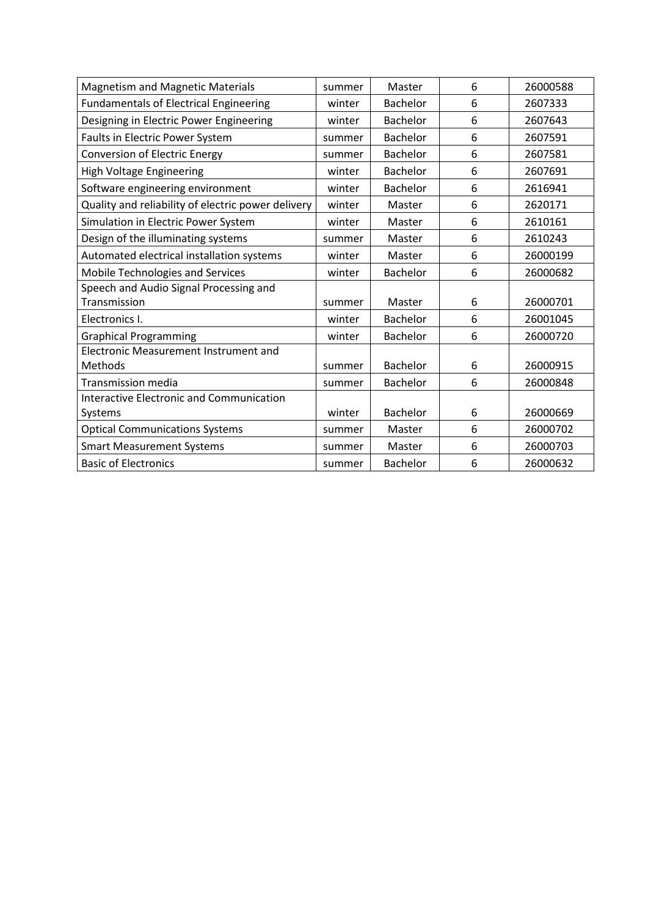| | | | | |
|---|---|---|---|---|
| Magnetism and Magnetic Materials | summer | Master | 6 | 26000588 |
| Fundamentals of Electrical Engineering | winter | Bachelor | 6 | 2607333 |
| Designing in Electric Power Engineering | winter | Bachelor | 6 | 2607643 |
| Faults in Electric Power System | summer | Bachelor | 6 | 2607591 |
| Conversion of Electric Energy | summer | Bachelor | 6 | 2607581 |
| High Voltage Engineering | winter | Bachelor | 6 | 2607691 |
| Software engineering environment | winter | Bachelor | 6 | 2616941 |
| Quality and reliability of electric power delivery | winter | Master | 6 | 2620171 |
| Simulation in Electric Power System | winter | Master | 6 | 2610161 |
| Design of the illuminating systems | summer | Master | 6 | 2610243 |
| Automated electrical installation systems | winter | Master | 6 | 26000199 |
| Mobile Technologies and Services | winter | Bachelor | 6 | 26000682 |
| Speech and Audio Signal Processing and Transmission | summer | Master | 6 | 26000701 |
| Electronics I. | winter | Bachelor | 6 | 26001045 |
| Graphical Programming | winter | Bachelor | 6 | 26000720 |
| Electronic Measurement Instrument and Methods | summer | Bachelor | 6 | 26000915 |
| Transmission media | summer | Bachelor | 6 | 26000848 |
| Interactive Electronic and Communication Systems | winter | Bachelor | 6 | 26000669 |
| Optical Communications Systems | summer | Master | 6 | 26000702 |
| Smart Measurement Systems | summer | Master | 6 | 26000703 |
| Basic of Electronics | summer | Bachelor | 6 | 26000632 |